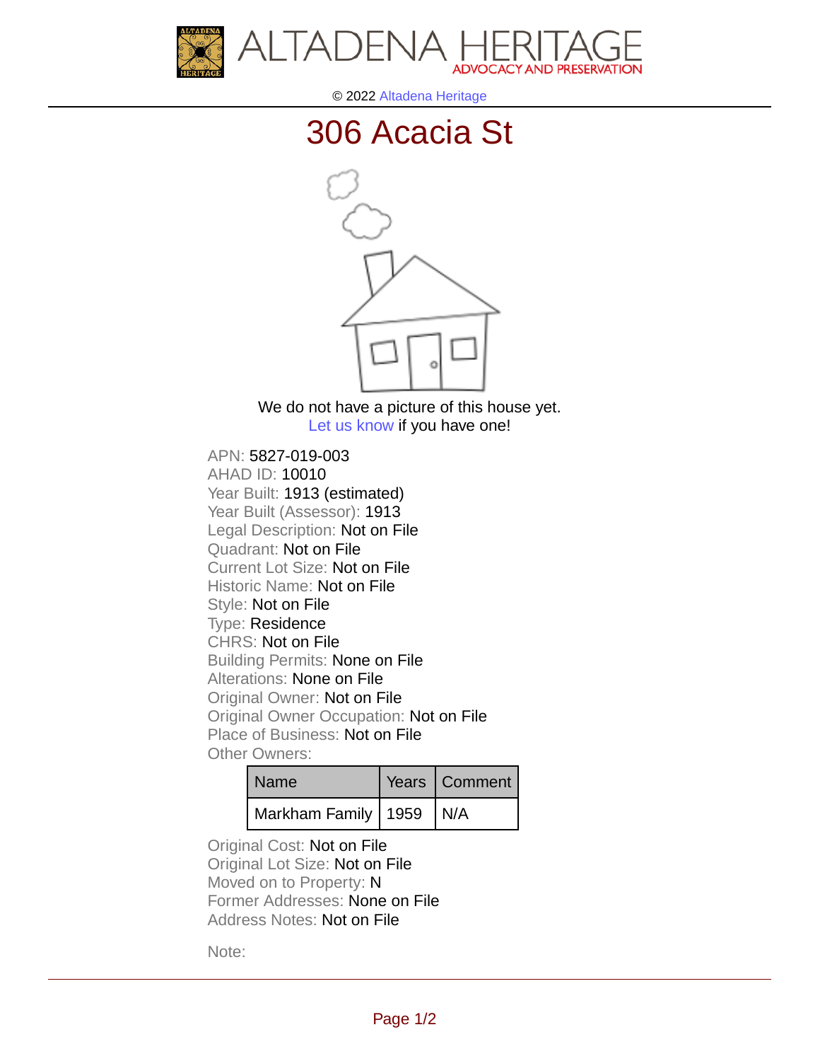ALTADENA HERITAGE
ADVOCACY AND PRESERVATION

© 2022 Altadena Heritage

# 306 Acacia St

We do not have a picture of this house yet.
Let us know if you have one!

APN: 5827-019-003
AHAD ID: 10010
Year Built: 1913 (estimated)
Year Built (Assessor): 1913
Legal Description: Not on File
Quadrant: Not on File
Current Lot Size: Not on File
Historic Name: Not on File
Style: Not on File
Type: Residence
CHRS: Not on File
Building Permits: None on File
Alterations: None on File
Original Owner: Not on File
Original Owner Occupation: Not on File
Place of Business: Not on File
Other Owners:

| Name | Years | Comment |
| --- | --- | --- |
| Markham Family | 1959 | N/A |

Original Cost: Not on File
Original Lot Size: Not on File
Moved on to Property: N
Former Addresses: None on File
Address Notes: Not on File

Note: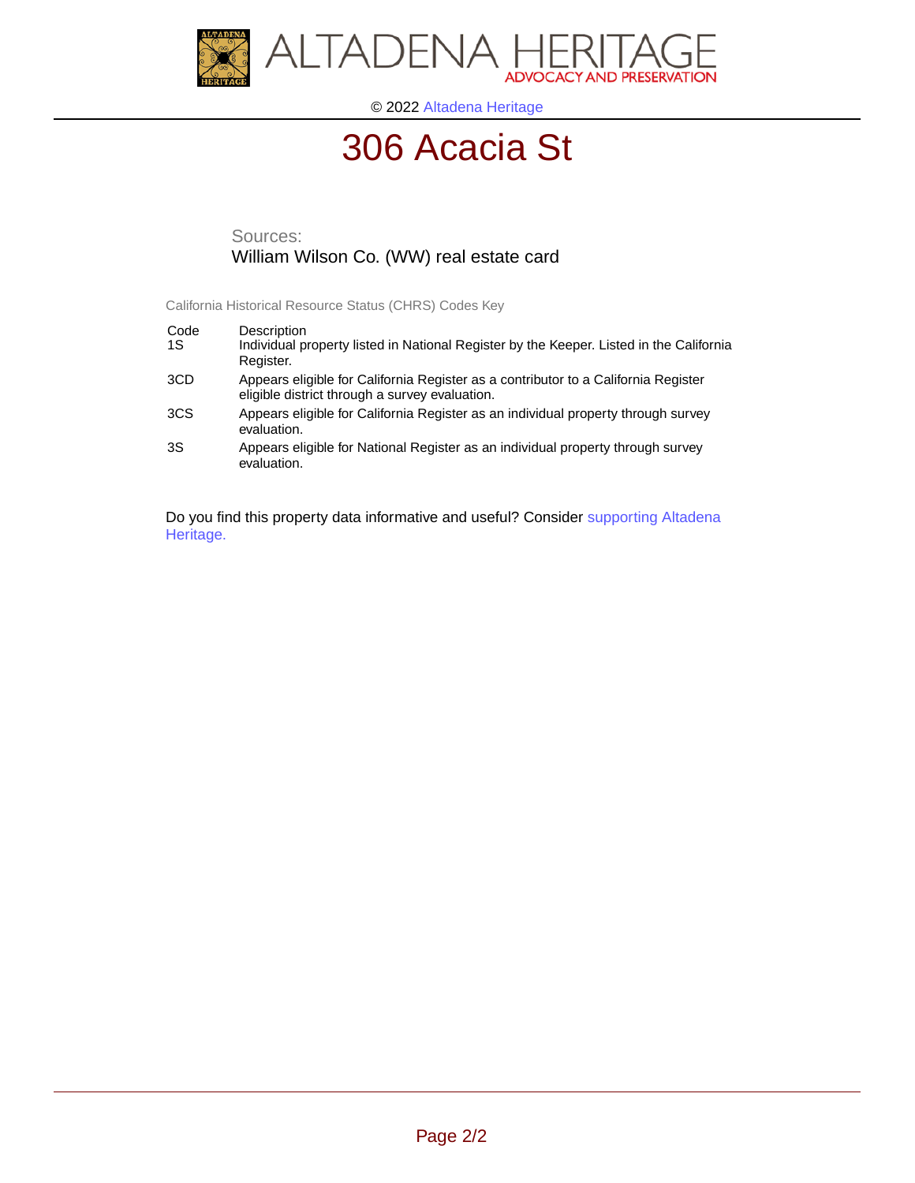© 2022 Altadena Heritage

# 306 Acacia St

Sources:

William Wilson Co. (WW) real estate card

California Historical Resource Status (CHRS) Codes Key

| Code | Description |
| --- | --- |
| 1S | Individual property listed in National Register by the Keeper. Listed in the California Register. |
| 3CD | Appears eligible for California Register as a contributor to a California Register eligible district through a survey evaluation. |
| 3CS | Appears eligible for California Register as an individual property through survey evaluation. |
| 3S | Appears eligible for National Register as an individual property through survey evaluation. |

Do you find this property data informative and useful? Consider supporting Altadena Heritage.